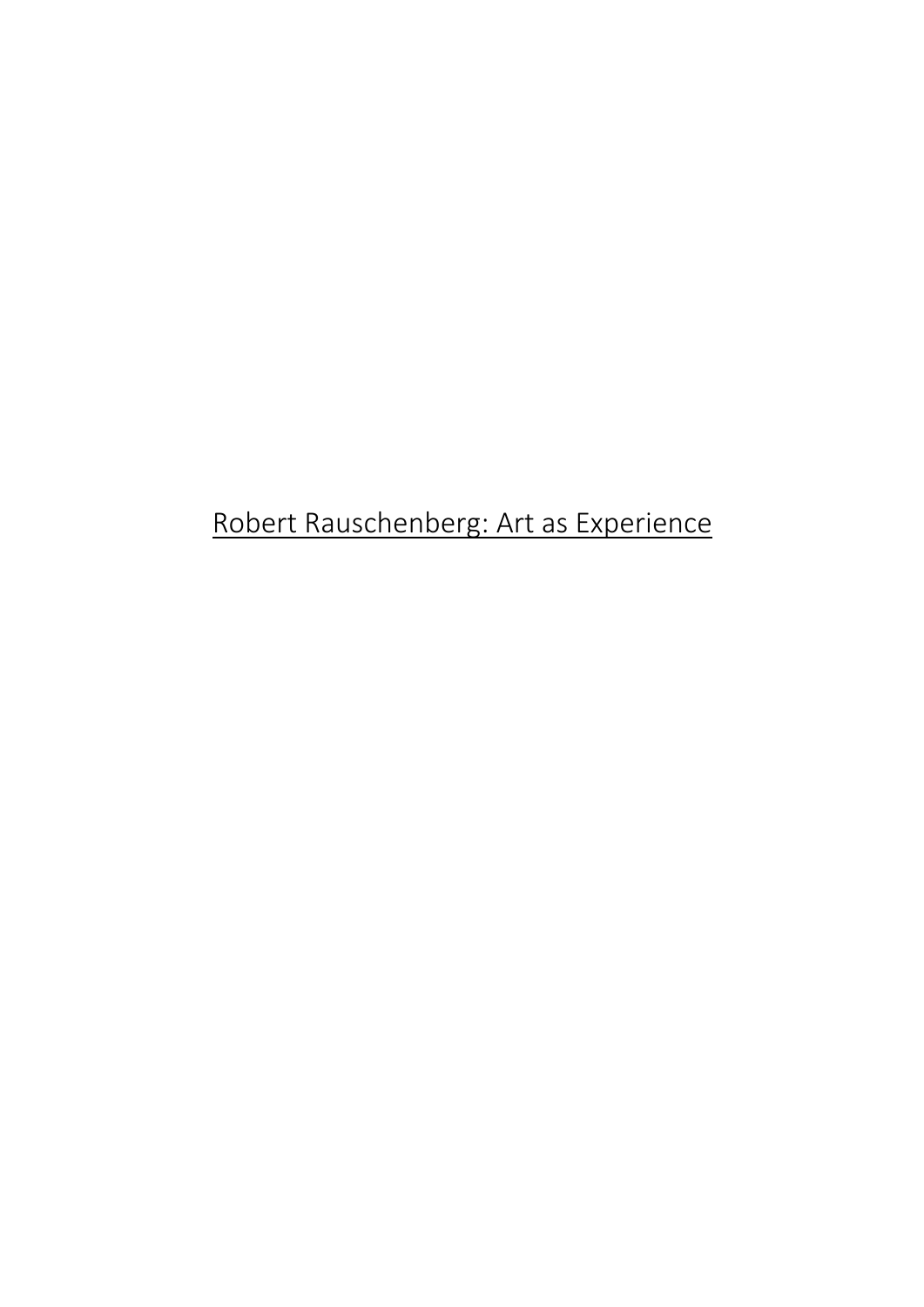# Robert Rauschenberg: Art as Experience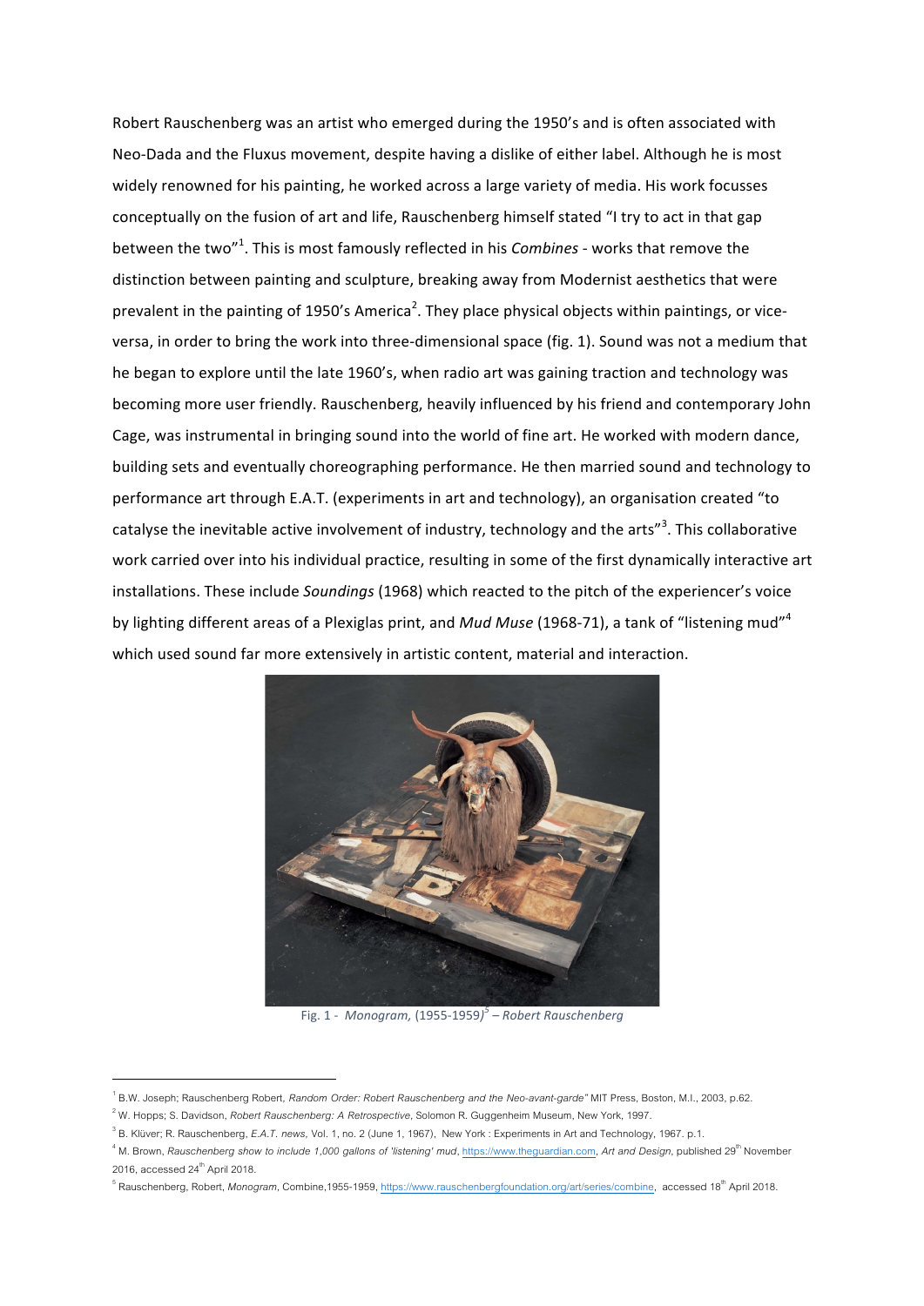Robert Rauschenberg was an artist who emerged during the 1950's and is often associated with Neo-Dada and the Fluxus movement, despite having a dislike of either label. Although he is most widely renowned for his painting, he worked across a large variety of media. His work focusses conceptually on the fusion of art and life, Rauschenberg himself stated "I try to act in that gap between the two"[1]. This is most famously reflected in his *Combines* - works that remove the distinction between painting and sculpture, breaking away from Modernist aesthetics that were prevalent in the painting of 1950's America[2]. They place physical objects within paintings, or vice-versa, in order to bring the work into three-dimensional space (fig. 1). Sound was not a medium that he began to explore until the late 1960's, when radio art was gaining traction and technology was becoming more user friendly. Rauschenberg, heavily influenced by his friend and contemporary John Cage, was instrumental in bringing sound into the world of fine art. He worked with modern dance, building sets and eventually choreographing performance. He then married sound and technology to performance art through E.A.T. (experiments in art and technology), an organisation created "to catalyse the inevitable active involvement of industry, technology and the arts"[3]. This collaborative work carried over into his individual practice, resulting in some of the first dynamically interactive art installations. These include *Soundings* (1968) which reacted to the pitch of the experiencer's voice by lighting different areas of a Plexiglas print, and *Mud Muse* (1968-71), a tank of "listening mud"[4] which used sound far more extensively in artistic content, material and interaction.

Fig. 1 - *Monogram,* (1955-1959)[5] – *Robert Rauschenberg*

---

[1] B.W. Joseph; Rauschenberg Robert, *Random Order: Robert Rauschenberg and the Neo-avant-garde"* MIT Press, Boston, M.I., 2003, p.62.

[2] W. Hopps; S. Davidson, *Robert Rauschenberg: A Retrospective*, Solomon R. Guggenheim Museum, New York, 1997.

[3] B. Klüver; R. Rauschenberg, *E.A.T. news*, Vol. 1, no. 2 (June 1, 1967), New York : Experiments in Art and Technology, 1967. p.1.

[4] M. Brown, *Rauschenberg show to include 1,000 gallons of 'listening' mud*, https://www.theguardian.com, *Art and Design*, published 29th November 2016, accessed 24th April 2018.

[5] Rauschenberg, Robert, *Monogram*, Combine,1955-1959, https://www.rauschenbergfoundation.org/art/series/combine, accessed 18th April 2018.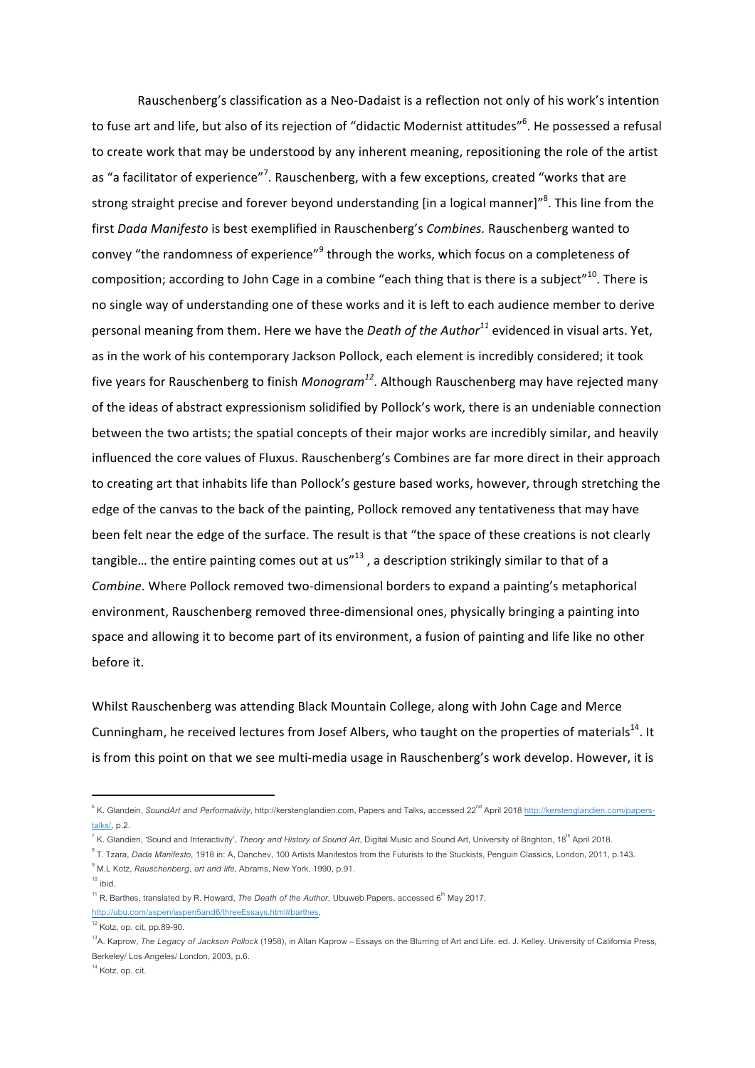Rauschenberg's classification as a Neo-Dadaist is a reflection not only of his work's intention to fuse art and life, but also of its rejection of "didactic Modernist attitudes"[6]. He possessed a refusal to create work that may be understood by any inherent meaning, repositioning the role of the artist as "a facilitator of experience"[7]. Rauschenberg, with a few exceptions, created "works that are strong straight precise and forever beyond understanding [in a logical manner]"[8]. This line from the first *Dada Manifesto* is best exemplified in Rauschenberg's *Combines.* Rauschenberg wanted to convey "the randomness of experience"[9] through the works, which focus on a completeness of composition; according to John Cage in a combine "each thing that is there is a subject"[10]. There is no single way of understanding one of these works and it is left to each audience member to derive personal meaning from them. Here we have the *Death of the Author*[11] evidenced in visual arts. Yet, as in the work of his contemporary Jackson Pollock, each element is incredibly considered; it took five years for Rauschenberg to finish *Monogram*[12]. Although Rauschenberg may have rejected many of the ideas of abstract expressionism solidified by Pollock's work, there is an undeniable connection between the two artists; the spatial concepts of their major works are incredibly similar, and heavily influenced the core values of Fluxus. Rauschenberg's Combines are far more direct in their approach to creating art that inhabits life than Pollock's gesture based works, however, through stretching the edge of the canvas to the back of the painting, Pollock removed any tentativeness that may have been felt near the edge of the surface. The result is that "the space of these creations is not clearly tangible… the entire painting comes out at us"[13], a description strikingly similar to that of a *Combine*. Where Pollock removed two-dimensional borders to expand a painting's metaphorical environment, Rauschenberg removed three-dimensional ones, physically bringing a painting into space and allowing it to become part of its environment, a fusion of painting and life like no other before it.

Whilst Rauschenberg was attending Black Mountain College, along with John Cage and Merce Cunningham, he received lectures from Josef Albers, who taught on the properties of materials[14]. It is from this point on that we see multi-media usage in Rauschenberg's work develop. However, it is

---

[6] K. Glandein, *SoundArt and Performativity*, http://kerstenglandien.com, Papers and Talks, accessed 22nd April 2018 http://kerstenglandien.com/papers-talks/, p.2.

[7] K. Glandien, 'Sound and Interactivity', *Theory and History of Sound Art*, Digital Music and Sound Art, University of Brighton, 18th April 2018.

[8] T. Tzara, *Dada Manifesto*, 1918 in: A, Danchev, 100 Artists Manifestos from the Futurists to the Stuckists, Penguin Classics, London, 2011, p.143.

[9] M.L Kotz, *Rauschenberg, art and life*, Abrams, New York, 1990, p.91.

[10] ibid.

[11] R. Barthes, translated by R. Howard, *The Death of the Author*, Ubuweb Papers, accessed 6th May 2017, http://ubu.com/aspen/aspen5and6/threeEssays.html#barthes,

[12] Kotz, op. cit, pp.89-90.

[13] A. Kaprow, *The Legacy of Jackson Pollock* (1958), in Allan Kaprow – Essays on the Blurring of Art and Life. ed. J. Kelley. University of California Press, Berkeley/ Los Angeles/ London, 2003, p.6.

[14] Kotz, op. cit.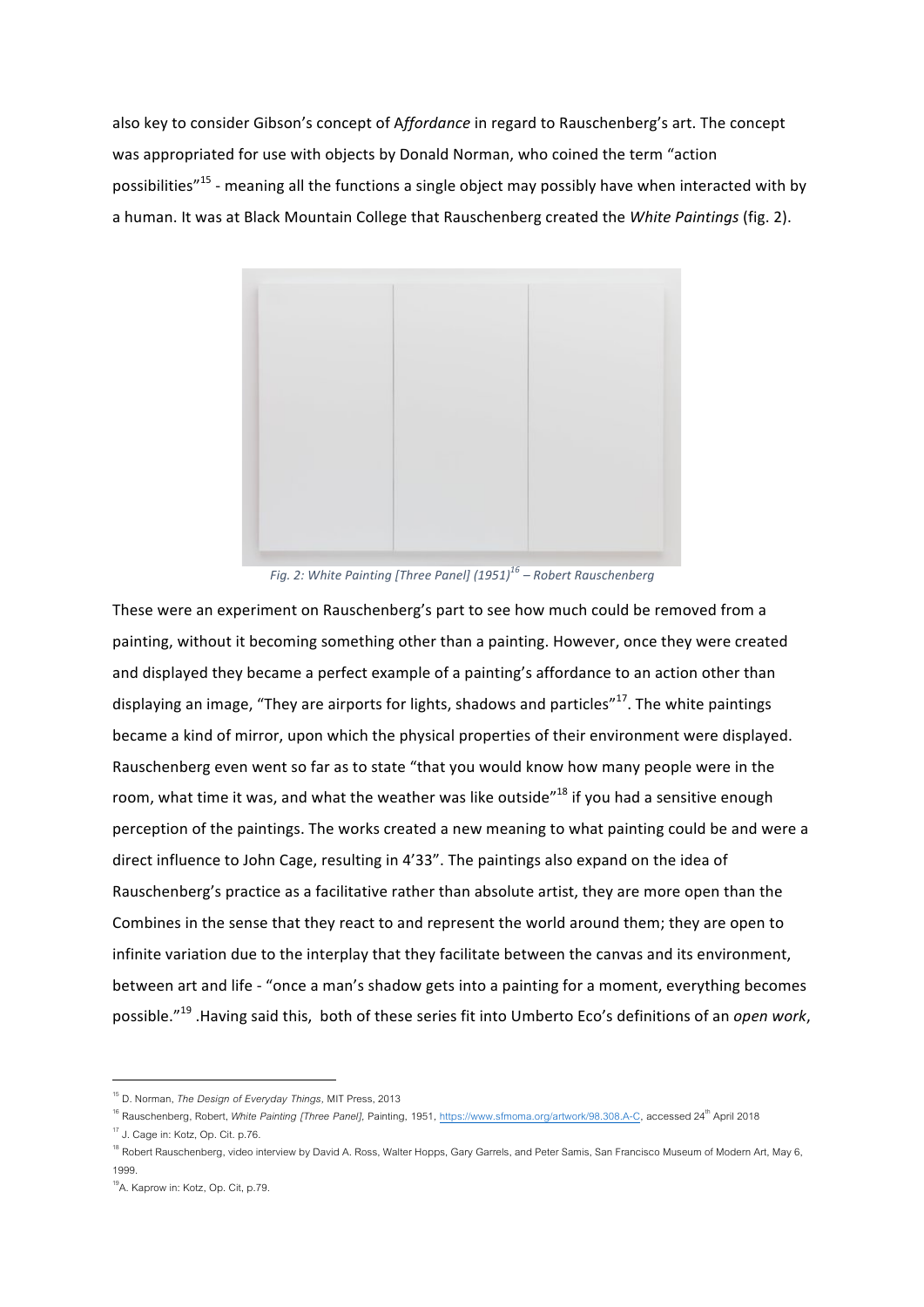also key to consider Gibson's concept of A*ffordance* in regard to Rauschenberg's art. The concept was appropriated for use with objects by Donald Norman, who coined the term "action possibilities"[15] - meaning all the functions a single object may possibly have when interacted with by a human. It was at Black Mountain College that Rauschenberg created the *White Paintings* (fig. 2).

*Fig. 2: White Painting [Three Panel] (1951)[16] – Robert Rauschenberg*

These were an experiment on Rauschenberg's part to see how much could be removed from a painting, without it becoming something other than a painting. However, once they were created and displayed they became a perfect example of a painting's affordance to an action other than displaying an image, "They are airports for lights, shadows and particles"[17]. The white paintings became a kind of mirror, upon which the physical properties of their environment were displayed. Rauschenberg even went so far as to state "that you would know how many people were in the room, what time it was, and what the weather was like outside"[18] if you had a sensitive enough perception of the paintings. The works created a new meaning to what painting could be and were a direct influence to John Cage, resulting in 4'33". The paintings also expand on the idea of Rauschenberg's practice as a facilitative rather than absolute artist, they are more open than the Combines in the sense that they react to and represent the world around them; they are open to infinite variation due to the interplay that they facilitate between the canvas and its environment, between art and life - "once a man's shadow gets into a painting for a moment, everything becomes possible."[19] .Having said this, both of these series fit into Umberto Eco's definitions of an *open work*,

---

[15] D. Norman, *The Design of Everyday Things*, MIT Press, 2013

[16] Rauschenberg, Robert, *White Painting [Three Panel]*, Painting, 1951, https://www.sfmoma.org/artwork/98.308.A-C, accessed 24th April 2018

[17] J. Cage in: Kotz, Op. Cit. p.76.

[18] Robert Rauschenberg, video interview by David A. Ross, Walter Hopps, Gary Garrels, and Peter Samis, San Francisco Museum of Modern Art, May 6, 1999.

[19] A. Kaprow in: Kotz, Op. Cit, p.79.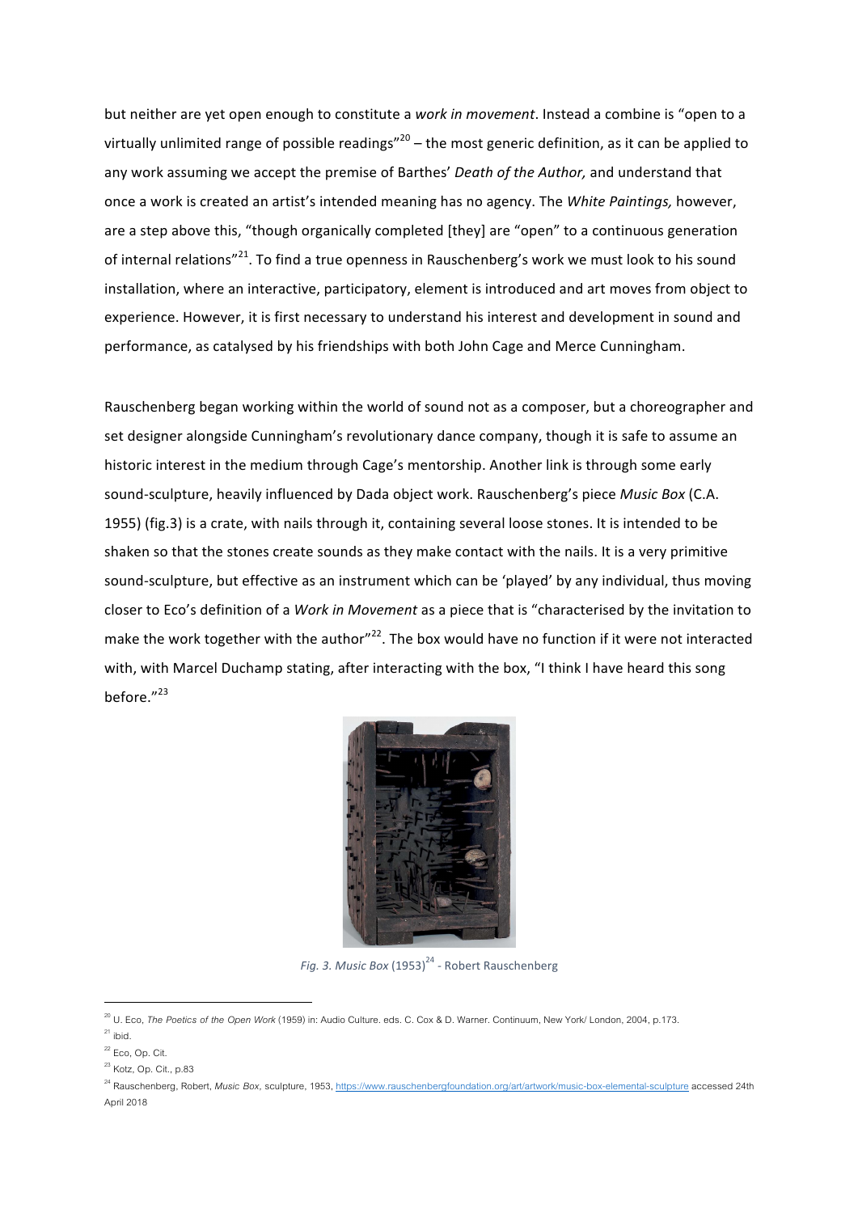but neither are yet open enough to constitute a *work in movement*. Instead a combine is "open to a virtually unlimited range of possible readings"[20] – the most generic definition, as it can be applied to any work assuming we accept the premise of Barthes' *Death of the Author,* and understand that once a work is created an artist's intended meaning has no agency. The *White Paintings,* however, are a step above this, "though organically completed [they] are "open" to a continuous generation of internal relations"[21]. To find a true openness in Rauschenberg's work we must look to his sound installation, where an interactive, participatory, element is introduced and art moves from object to experience. However, it is first necessary to understand his interest and development in sound and performance, as catalysed by his friendships with both John Cage and Merce Cunningham.

Rauschenberg began working within the world of sound not as a composer, but a choreographer and set designer alongside Cunningham's revolutionary dance company, though it is safe to assume an historic interest in the medium through Cage's mentorship. Another link is through some early sound-sculpture, heavily influenced by Dada object work. Rauschenberg's piece *Music Box* (C.A. 1955) (fig.3) is a crate, with nails through it, containing several loose stones. It is intended to be shaken so that the stones create sounds as they make contact with the nails. It is a very primitive sound-sculpture, but effective as an instrument which can be 'played' by any individual, thus moving closer to Eco's definition of a *Work in Movement* as a piece that is "characterised by the invitation to make the work together with the author"[22]. The box would have no function if it were not interacted with, with Marcel Duchamp stating, after interacting with the box, "I think I have heard this song before."[23]

*Fig. 3. Music Box* (1953)[24] - Robert Rauschenberg

---

[20] U. Eco, *The Poetics of the Open Work* (1959) in: Audio Culture. eds. C. Cox & D. Warner. Continuum, New York/ London, 2004, p.173.

[21] ibid.

[22] Eco, Op. Cit.

[23] Kotz, Op. Cit., p.83

[24] Rauschenberg, Robert, *Music Box,* sculpture, 1953, https://www.rauschenbergfoundation.org/art/artwork/music-box-elemental-sculpture accessed 24th April 2018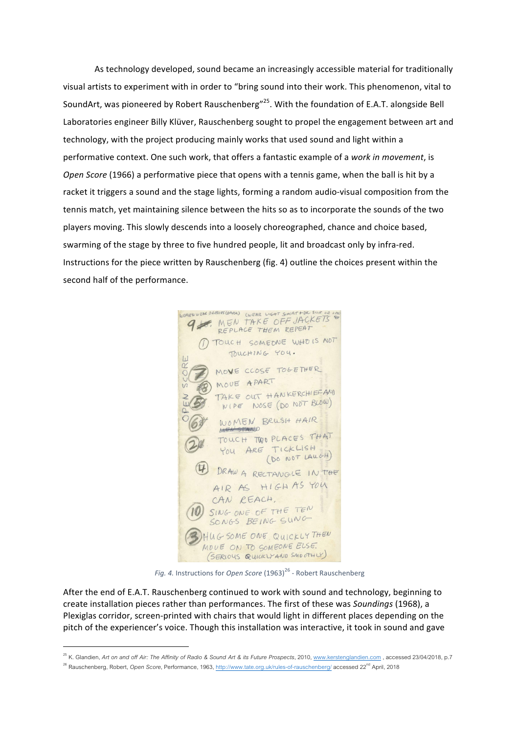As technology developed, sound became an increasingly accessible material for traditionally visual artists to experiment with in order to "bring sound into their work. This phenomenon, vital to SoundArt, was pioneered by Robert Rauschenberg"[25]. With the foundation of E.A.T. alongside Bell Laboratories engineer Billy Klüver, Rauschenberg sought to propel the engagement between art and technology, with the project producing mainly works that used sound and light within a performative context. One such work, that offers a fantastic example of a *work in movement*, is *Open Score* (1966) a performative piece that opens with a tennis game, when the ball is hit by a racket it triggers a sound and the stage lights, forming a random audio-visual composition from the tennis match, yet maintaining silence between the hits so as to incorporate the sounds of the two players moving. This slowly descends into a loosely choreographed, chance and choice based, swarming of the stage by three to five hundred people, lit and broadcast only by infra-red. Instructions for the piece written by Rauschenberg (fig. 4) outline the choices present within the second half of the performance.

*Fig. 4.* Instructions for *Open Score* (1963)[26] - Robert Rauschenberg

After the end of E.A.T. Rauschenberg continued to work with sound and technology, beginning to create installation pieces rather than performances. The first of these was *Soundings* (1968), a Plexiglas corridor, screen-printed with chairs that would light in different places depending on the pitch of the experiencer's voice. Though this installation was interactive, it took in sound and gave

[25] K. Glandien, *Art on and off Air: The Affinity of Radio & Sound Art & its Future Prospects*, 2010, www.kerstenglandien.com , accessed 23/04/2018, p.7

[26] Rauschenberg, Robert, *Open Score*, Performance, 1963, http://www.tate.org.uk/rules-of-rauschenberg/ accessed 22nd April, 2018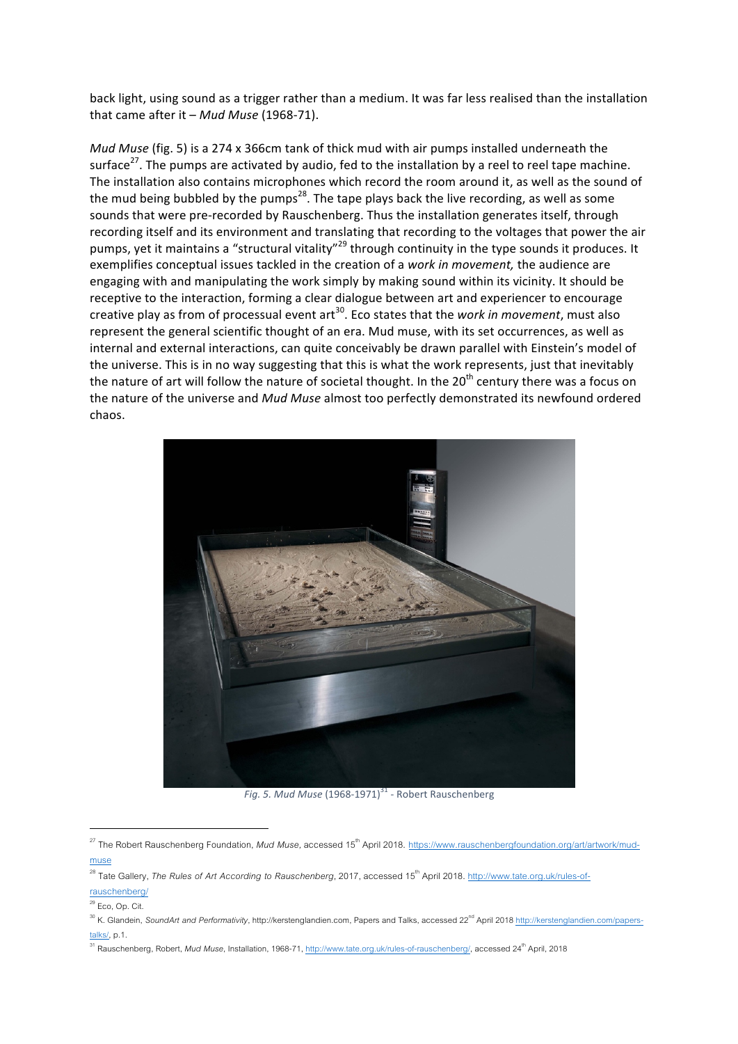back light, using sound as a trigger rather than a medium. It was far less realised than the installation that came after it – *Mud Muse* (1968-71).

*Mud Muse* (fig. 5) is a 274 x 366cm tank of thick mud with air pumps installed underneath the surface[27]. The pumps are activated by audio, fed to the installation by a reel to reel tape machine. The installation also contains microphones which record the room around it, as well as the sound of the mud being bubbled by the pumps[28]. The tape plays back the live recording, as well as some sounds that were pre-recorded by Rauschenberg. Thus the installation generates itself, through recording itself and its environment and translating that recording to the voltages that power the air pumps, yet it maintains a "structural vitality"[29] through continuity in the type sounds it produces. It exemplifies conceptual issues tackled in the creation of a *work in movement,* the audience are engaging with and manipulating the work simply by making sound within its vicinity. It should be receptive to the interaction, forming a clear dialogue between art and experiencer to encourage creative play as from of processual event art[30]. Eco states that the *work in movement*, must also represent the general scientific thought of an era. Mud muse, with its set occurrences, as well as internal and external interactions, can quite conceivably be drawn parallel with Einstein's model of the universe. This is in no way suggesting that this is what the work represents, just that inevitably the nature of art will follow the nature of societal thought. In the 20th century there was a focus on the nature of the universe and *Mud Muse* almost too perfectly demonstrated its newfound ordered chaos.

*Fig. 5. Mud Muse* (1968-1971)[31] - Robert Rauschenberg

---

[27] The Robert Rauschenberg Foundation, *Mud Muse*, accessed 15th April 2018. https://www.rauschenbergfoundation.org/art/artwork/mud-muse

[28] Tate Gallery, *The Rules of Art According to Rauschenberg*, 2017, accessed 15th April 2018. http://www.tate.org.uk/rules-of-rauschenberg/

[29] Eco, Op. Cit.

[30] K. Glandein, *SoundArt and Performativity*, http://kerstenglandien.com, Papers and Talks, accessed 22nd April 2018 http://kerstenglandien.com/papers-talks/, p.1.

[31] Rauschenberg, Robert, *Mud Muse*, Installation, 1968-71, http://www.tate.org.uk/rules-of-rauschenberg/, accessed 24th April, 2018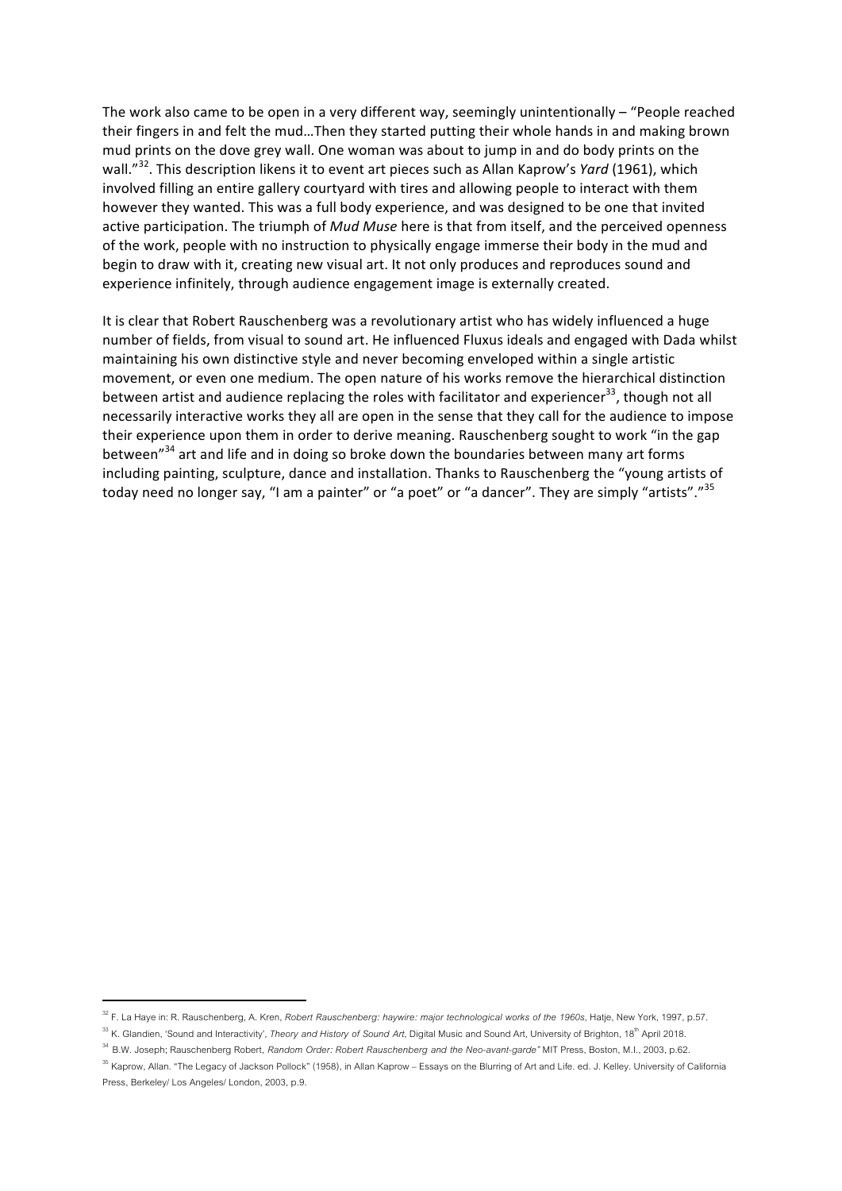The work also came to be open in a very different way, seemingly unintentionally – "People reached their fingers in and felt the mud…Then they started putting their whole hands in and making brown mud prints on the dove grey wall. One woman was about to jump in and do body prints on the wall."[32]. This description likens it to event art pieces such as Allan Kaprow's *Yard* (1961), which involved filling an entire gallery courtyard with tires and allowing people to interact with them however they wanted. This was a full body experience, and was designed to be one that invited active participation. The triumph of *Mud Muse* here is that from itself, and the perceived openness of the work, people with no instruction to physically engage immerse their body in the mud and begin to draw with it, creating new visual art. It not only produces and reproduces sound and experience infinitely, through audience engagement image is externally created.

It is clear that Robert Rauschenberg was a revolutionary artist who has widely influenced a huge number of fields, from visual to sound art. He influenced Fluxus ideals and engaged with Dada whilst maintaining his own distinctive style and never becoming enveloped within a single artistic movement, or even one medium. The open nature of his works remove the hierarchical distinction between artist and audience replacing the roles with facilitator and experiencer[33], though not all necessarily interactive works they all are open in the sense that they call for the audience to impose their experience upon them in order to derive meaning. Rauschenberg sought to work "in the gap between"[34] art and life and in doing so broke down the boundaries between many art forms including painting, sculpture, dance and installation. Thanks to Rauschenberg the "young artists of today need no longer say, "I am a painter" or "a poet" or "a dancer". They are simply "artists"."[35]

---

[32] F. La Haye in: R. Rauschenberg, A. Kren, *Robert Rauschenberg: haywire: major technological works of the 1960s*, Hatje, New York, 1997, p.57.

[33] K. Glandien, 'Sound and Interactivity', *Theory and History of Sound Art*, Digital Music and Sound Art, University of Brighton, 18th April 2018.

[34] B.W. Joseph; Rauschenberg Robert, *Random Order: Robert Rauschenberg and the Neo-avant-garde"* MIT Press, Boston, M.I., 2003, p.62.

[35] Kaprow, Allan. "The Legacy of Jackson Pollock" (1958), in Allan Kaprow – Essays on the Blurring of Art and Life. ed. J. Kelley. University of California Press, Berkeley/ Los Angeles/ London, 2003, p.9.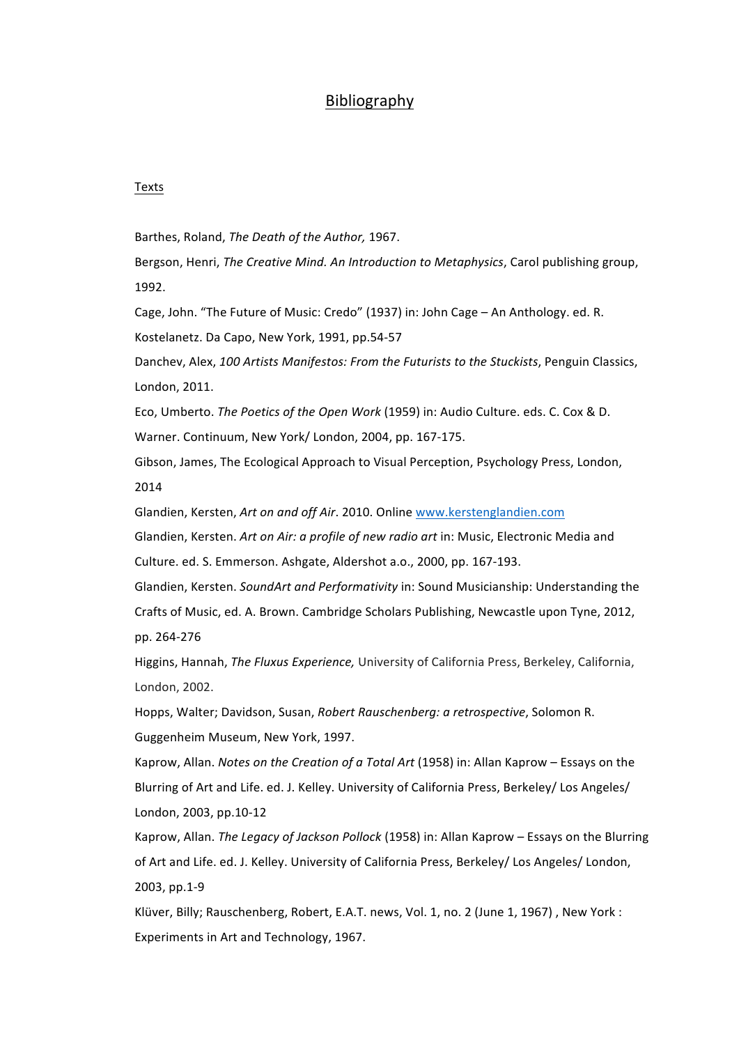# Bibliography

## Texts

Barthes, Roland, *The Death of the Author,* 1967.

Bergson, Henri, *The Creative Mind. An Introduction to Metaphysics*, Carol publishing group, 1992.

Cage, John. "The Future of Music: Credo" (1937) in: John Cage – An Anthology. ed. R. Kostelanetz. Da Capo, New York, 1991, pp.54-57

Danchev, Alex, *100 Artists Manifestos: From the Futurists to the Stuckists*, Penguin Classics, London, 2011.

Eco, Umberto. *The Poetics of the Open Work* (1959) in: Audio Culture. eds. C. Cox & D. Warner. Continuum, New York/ London, 2004, pp. 167-175.

Gibson, James, The Ecological Approach to Visual Perception, Psychology Press, London, 2014

Glandien, Kersten, *Art on and off Air*. 2010. Online www.kerstenglandien.com

Glandien, Kersten. *Art on Air: a profile of new radio art* in: Music, Electronic Media and Culture. ed. S. Emmerson. Ashgate, Aldershot a.o., 2000, pp. 167-193.

Glandien, Kersten. *SoundArt and Performativity* in: Sound Musicianship: Understanding the Crafts of Music, ed. A. Brown. Cambridge Scholars Publishing, Newcastle upon Tyne, 2012, pp. 264-276

Higgins, Hannah, *The Fluxus Experience,* University of California Press, Berkeley, California, London, 2002.

Hopps, Walter; Davidson, Susan, *Robert Rauschenberg: a retrospective*, Solomon R. Guggenheim Museum, New York, 1997.

Kaprow, Allan. *Notes on the Creation of a Total Art* (1958) in: Allan Kaprow – Essays on the Blurring of Art and Life. ed. J. Kelley. University of California Press, Berkeley/ Los Angeles/ London, 2003, pp.10-12

Kaprow, Allan. *The Legacy of Jackson Pollock* (1958) in: Allan Kaprow – Essays on the Blurring of Art and Life. ed. J. Kelley. University of California Press, Berkeley/ Los Angeles/ London, 2003, pp.1-9

Klüver, Billy; Rauschenberg, Robert, E.A.T. news, Vol. 1, no. 2 (June 1, 1967) , New York : Experiments in Art and Technology, 1967.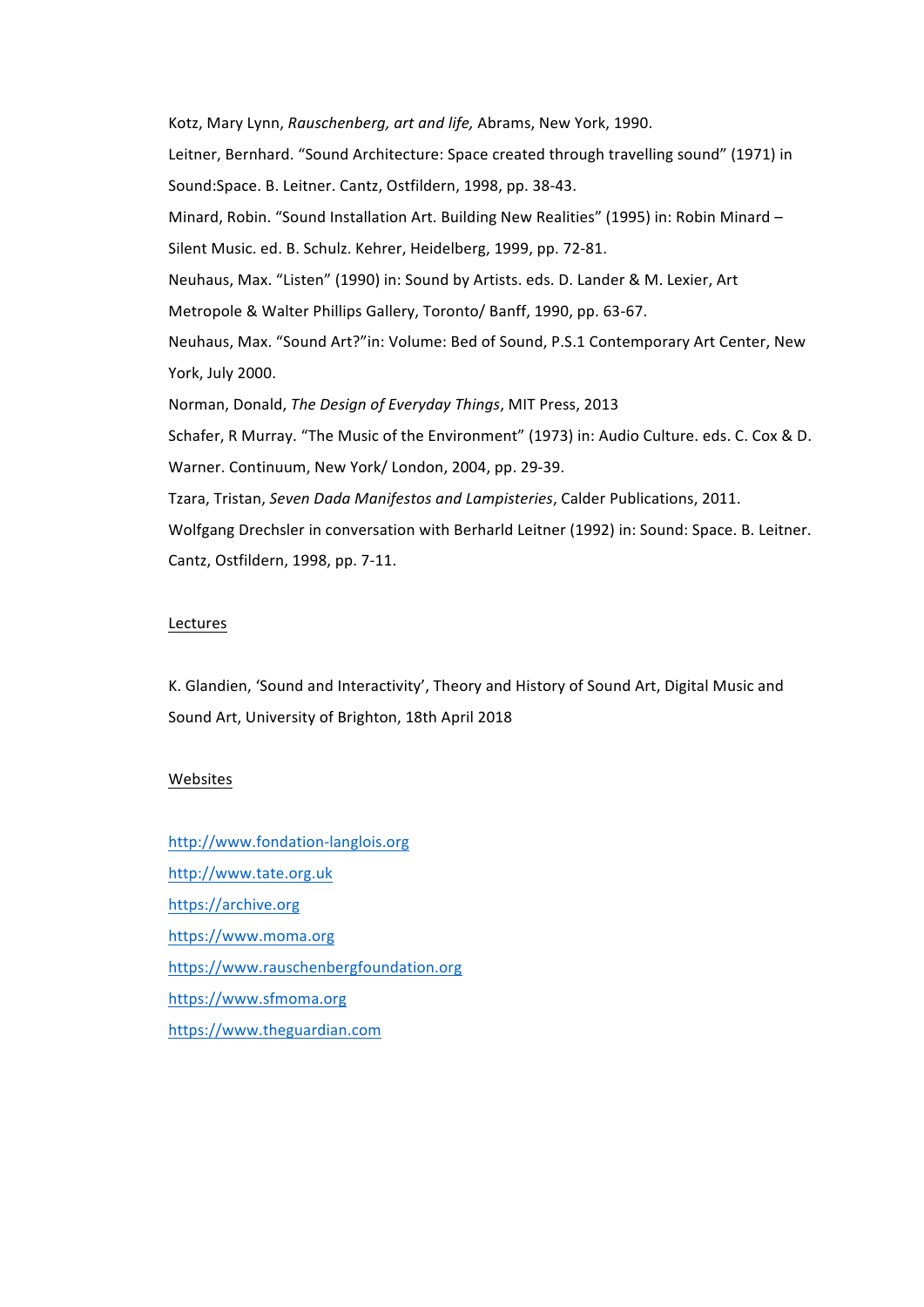Kotz, Mary Lynn, *Rauschenberg, art and life,* Abrams, New York, 1990.

Leitner, Bernhard. “Sound Architecture: Space created through travelling sound” (1971) in Sound:Space. B. Leitner. Cantz, Ostfildern, 1998, pp. 38-43.

Minard, Robin. “Sound Installation Art. Building New Realities” (1995) in: Robin Minard – Silent Music. ed. B. Schulz. Kehrer, Heidelberg, 1999, pp. 72-81.

Neuhaus, Max. “Listen” (1990) in: Sound by Artists. eds. D. Lander & M. Lexier, Art Metropole & Walter Phillips Gallery, Toronto/ Banff, 1990, pp. 63-67.

Neuhaus, Max. “Sound Art?”in: Volume: Bed of Sound, P.S.1 Contemporary Art Center, New York, July 2000.

Norman, Donald, *The Design of Everyday Things*, MIT Press, 2013

Schafer, R Murray. “The Music of the Environment” (1973) in: Audio Culture. eds. C. Cox & D. Warner. Continuum, New York/ London, 2004, pp. 29-39.

Tzara, Tristan, *Seven Dada Manifestos and Lampisteries*, Calder Publications, 2011.

Wolfgang Drechsler in conversation with Berharld Leitner (1992) in: Sound: Space. B. Leitner. Cantz, Ostfildern, 1998, pp. 7-11.

## Lectures

K. Glandien, ‘Sound and Interactivity’, Theory and History of Sound Art, Digital Music and Sound Art, University of Brighton, 18th April 2018

## Websites

http://www.fondation-langlois.org

http://www.tate.org.uk

https://archive.org

https://www.moma.org

https://www.rauschenbergfoundation.org

https://www.sfmoma.org

https://www.theguardian.com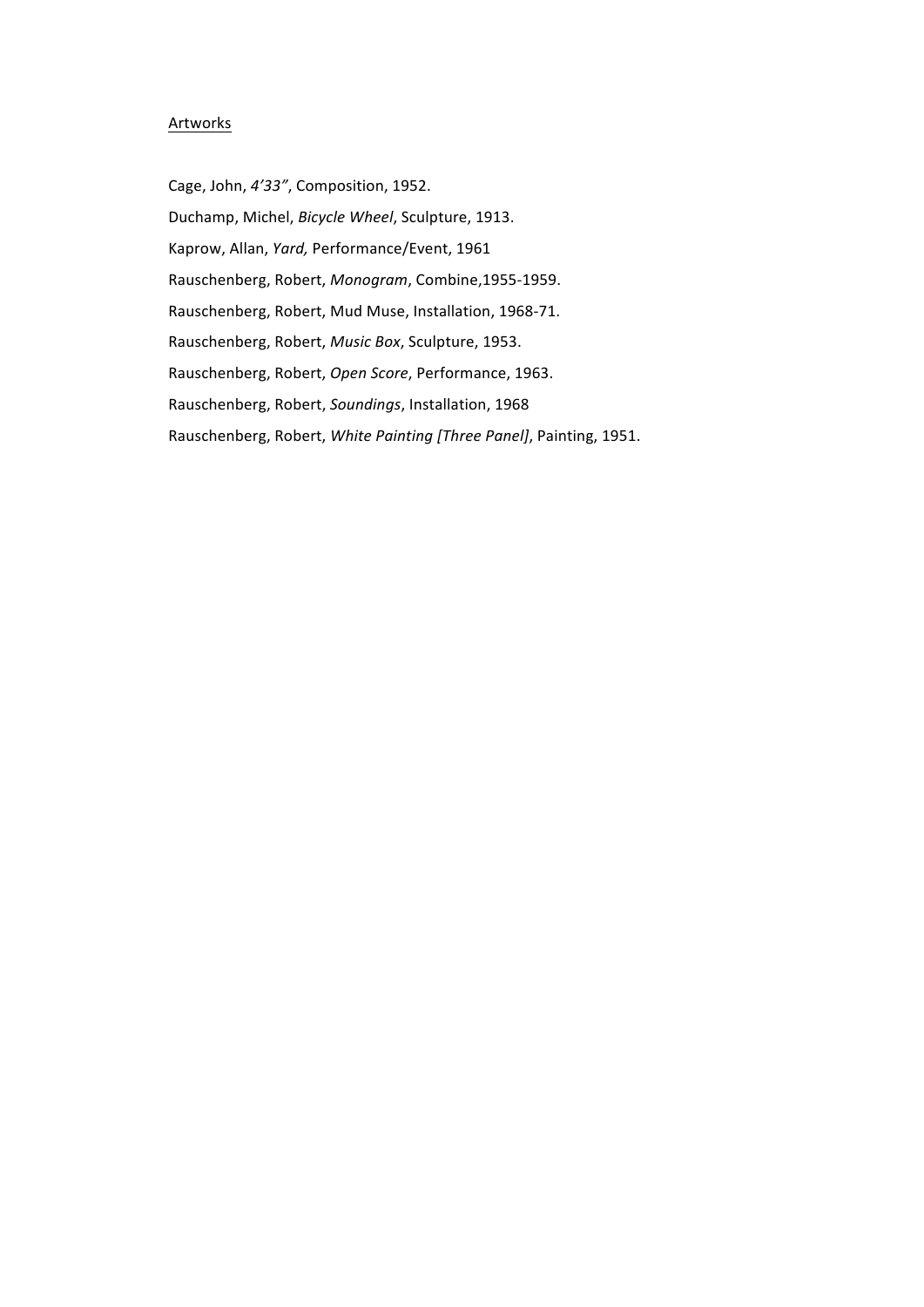Artworks

Cage, John, *4’33”*, Composition, 1952.

Duchamp, Michel, *Bicycle Wheel*, Sculpture, 1913.

Kaprow, Allan, *Yard,* Performance/Event, 1961

Rauschenberg, Robert, *Monogram*, Combine,1955-1959.

Rauschenberg, Robert, Mud Muse, Installation, 1968-71.

Rauschenberg, Robert, *Music Box*, Sculpture, 1953.

Rauschenberg, Robert, *Open Score*, Performance, 1963.

Rauschenberg, Robert, *Soundings*, Installation, 1968

Rauschenberg, Robert, *White Painting [Three Panel]*, Painting, 1951.